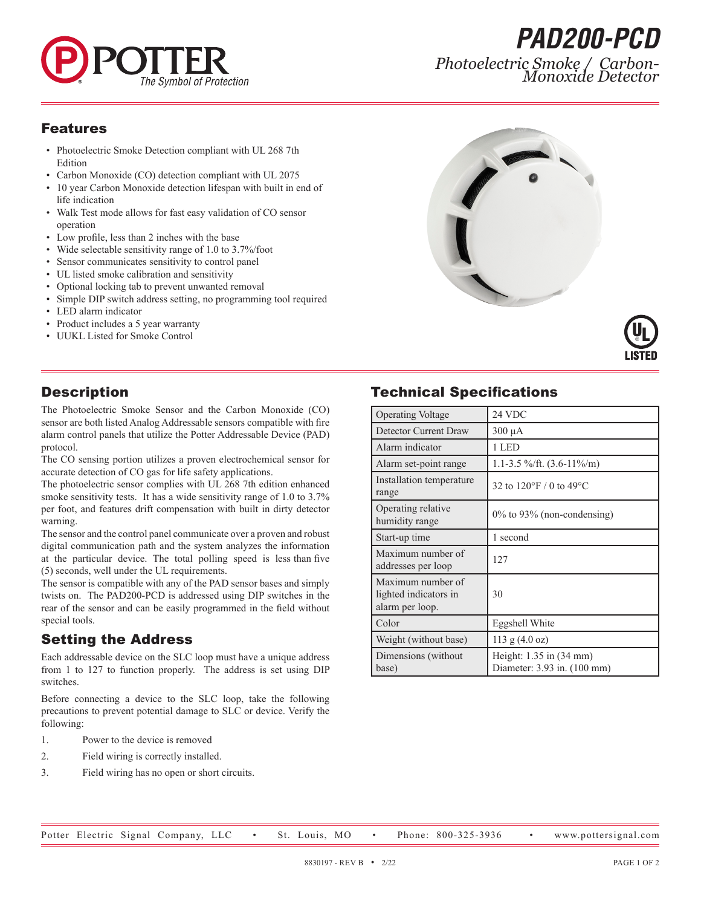# PAD200-PCD

*Photoelectric Smoke / Carbon-Monoxide Detector*

## Features

- Photoelectric Smoke Detection compliant with UL 268 7th Edition
- Carbon Monoxide (CO) detection compliant with UL 2075
- 10 year Carbon Monoxide detection lifespan with built in end of life indication
- Walk Test mode allows for fast easy validation of CO sensor operation
- Low profile, less than 2 inches with the base
- Wide selectable sensitivity range of 1.0 to 3.7%/foot
- Sensor communicates sensitivity to control panel
- UL listed smoke calibration and sensitivity
- Optional locking tab to prevent unwanted removal
- Simple DIP switch address setting, no programming tool required
- LED alarm indicator
- Product includes a 5 year warranty
- UUKL Listed for Smoke Control

## Description

The Photoelectric Smoke Sensor and the Carbon Monoxide (CO) sensor are both listed Analog Addressable sensors compatible with fire alarm control panels that utilize the Potter Addressable Device (PAD) protocol.

The CO sensing portion utilizes a proven electrochemical sensor for accurate detection of CO gas for life safety applications.

The photoelectric sensor complies with UL 268 7th edition enhanced smoke sensitivity tests. It has a wide sensitivity range of 1.0 to 3.7% per foot, and features drift compensation with built in dirty detector warning.

The sensor and the control panel communicate over a proven and robust digital communication path and the system analyzes the information at the particular device. The total polling speed is less than five (5) seconds, well under the UL requirements.

The sensor is compatible with any of the PAD sensor bases and simply twists on. The PAD200-PCD is addressed using DIP switches in the rear of the sensor and can be easily programmed in the field without special tools.

## Setting the Address

Each addressable device on the SLC loop must have a unique address from 1 to 127 to function properly. The address is set using DIP switches.

Before connecting a device to the SLC loop, take the following precautions to prevent potential damage to SLC or device. Verify the following:

1. Power to the device is removed
2. Field wiring is correctly installed.
3. Field wiring has no open or short circuits.

## Technical Specifications

| | |
|---|---|
| Operating Voltage | 24 VDC |
| Detector Current Draw | 300 μA |
| Alarm indicator | 1 LED |
| Alarm set-point range | 1.1-3.5 %/ft. (3.6-11%/m) |
| Installation temperature range | 32 to 120°F / 0 to 49°C |
| Operating relative humidity range | 0% to 93% (non-condensing) |
| Start-up time | 1 second |
| Maximum number of addresses per loop | 127 |
| Maximum number of lighted indicators in alarm per loop. | 30 |
| Color | Eggshell White |
| Weight (without base) | 113 g (4.0 oz) |
| Dimensions (without base) | Height: 1.35 in (34 mm)<br>Diameter: 3.93 in. (100 mm) |

Potter Electric Signal Company, LLC • St. Louis, MO • Phone: 800-325-3936 • www.pottersignal.com

8830197 - REV B • 2/22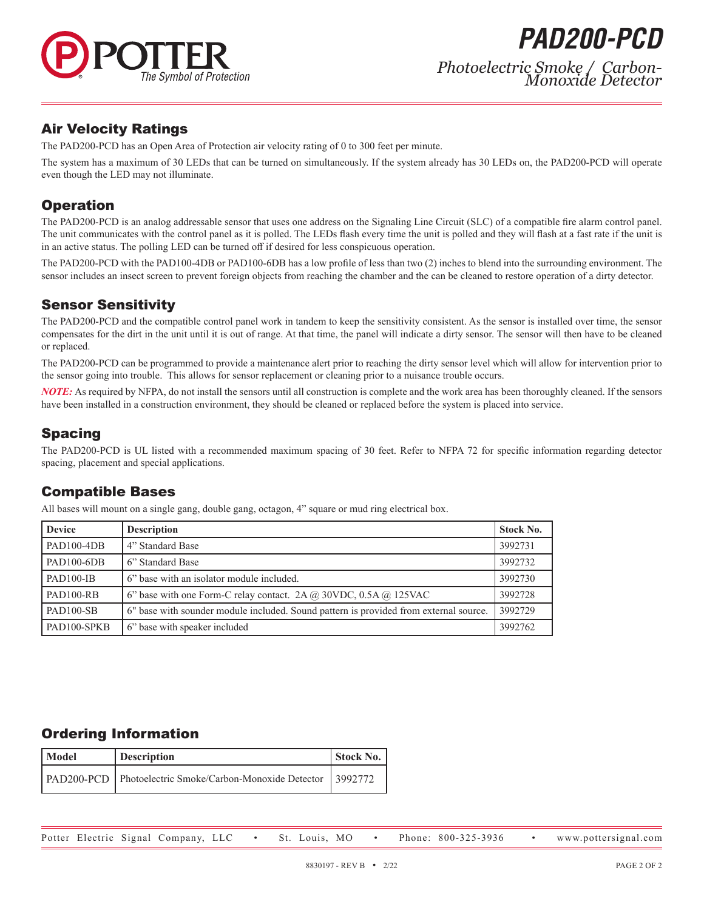## Air Velocity Ratings

The PAD200-PCD has an Open Area of Protection air velocity rating of 0 to 300 feet per minute.

The system has a maximum of 30 LEDs that can be turned on simultaneously. If the system already has 30 LEDs on, the PAD200-PCD will operate even though the LED may not illuminate.

## Operation

The PAD200-PCD is an analog addressable sensor that uses one address on the Signaling Line Circuit (SLC) of a compatible fire alarm control panel. The unit communicates with the control panel as it is polled. The LEDs flash every time the unit is polled and they will flash at a fast rate if the unit is in an active status. The polling LED can be turned off if desired for less conspicuous operation.

The PAD200-PCD with the PAD100-4DB or PAD100-6DB has a low profile of less than two (2) inches to blend into the surrounding environment. The sensor includes an insect screen to prevent foreign objects from reaching the chamber and the can be cleaned to restore operation of a dirty detector.

## Sensor Sensitivity

The PAD200-PCD and the compatible control panel work in tandem to keep the sensitivity consistent. As the sensor is installed over time, the sensor compensates for the dirt in the unit until it is out of range. At that time, the panel will indicate a dirty sensor. The sensor will then have to be cleaned or replaced.

The PAD200-PCD can be programmed to provide a maintenance alert prior to reaching the dirty sensor level which will allow for intervention prior to the sensor going into trouble. This allows for sensor replacement or cleaning prior to a nuisance trouble occurs.

***NOTE:*** As required by NFPA, do not install the sensors until all construction is complete and the work area has been thoroughly cleaned. If the sensors have been installed in a construction environment, they should be cleaned or replaced before the system is placed into service.

## Spacing

The PAD200-PCD is UL listed with a recommended maximum spacing of 30 feet. Refer to NFPA 72 for specific information regarding detector spacing, placement and special applications.

## Compatible Bases

All bases will mount on a single gang, double gang, octagon, 4" square or mud ring electrical box.

| Device | Description | Stock No. |
|---|---|---|
| PAD100-4DB | 4" Standard Base | 3992731 |
| PAD100-6DB | 6" Standard Base | 3992732 |
| PAD100-IB | 6" base with an isolator module included. | 3992730 |
| PAD100-RB | 6" base with one Form-C relay contact. 2A @ 30VDC, 0.5A @ 125VAC | 3992728 |
| PAD100-SB | 6" base with sounder module included. Sound pattern is provided from external source. | 3992729 |
| PAD100-SPKB | 6" base with speaker included | 3992762 |

## Ordering Information

| Model | Description | Stock No. |
|---|---|---|
| PAD200-PCD | Photoelectric Smoke/Carbon-Monoxide Detector | 3992772 |

Potter Electric Signal Company, LLC • St. Louis, MO • Phone: 800-325-3936 • www.pottersignal.com

8830197 - REV B • 2/22